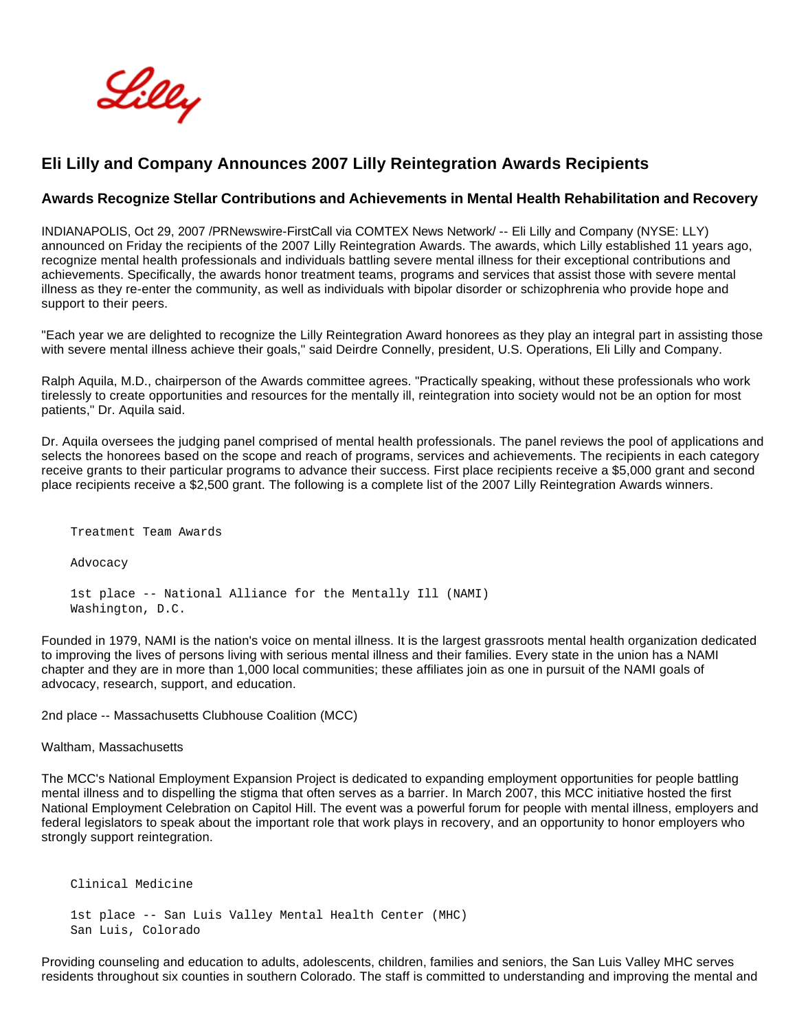# Eli Lilly and Company Announces 2007 Lilly Reintegration Awards Recipients

## Awards Recognize Stellar Contributions and Achievements in Mental Health Rehabilitation and Recovery

INDIANAPOLIS, Oct 29, 2007 /PRNewswire-FirstCall via COMTEX News Network/ -- Eli Lilly and Company (NYSE: LLY) announced on Friday the recipients of the 2007 Lilly Reintegration Awards. The awards, which Lilly established 11 years ago, recognize mental health professionals and individuals battling severe mental illness for their exceptional contributions and achievements. Specifically, the awards honor treatment teams, programs and services that assist those with severe mental illness as they re-enter the community, as well as individuals with bipolar disorder or schizophrenia who provide hope and support to their peers.

"Each year we are delighted to recognize the Lilly Reintegration Award honorees as they play an integral part in assisting those with severe mental illness achieve their goals," said Deirdre Connelly, president, U.S. Operations, Eli Lilly and Company.

Ralph Aquila, M.D., chairperson of the Awards committee agrees. "Practically speaking, without these professionals who work tirelessly to create opportunities and resources for the mentally ill, reintegration into society would not be an option for most patients," Dr. Aquila said.

Dr. Aquila oversees the judging panel comprised of mental health professionals. The panel reviews the pool of applications and selects the honorees based on the scope and reach of programs, services and achievements. The recipients in each category receive grants to their particular programs to advance their success. First place recipients receive a $5,000 grant and second place recipients receive a $2,500 grant. The following is a complete list of the 2007 Lilly Reintegration Awards winners.

```
Treatment Team Awards

Advocacy

1st place -- National Alliance for the Mentally Ill (NAMI)
Washington, D.C.
```

Founded in 1979, NAMI is the nation's voice on mental illness. It is the largest grassroots mental health organization dedicated to improving the lives of persons living with serious mental illness and their families. Every state in the union has a NAMI chapter and they are in more than 1,000 local communities; these affiliates join as one in pursuit of the NAMI goals of advocacy, research, support, and education.

2nd place -- Massachusetts Clubhouse Coalition (MCC)

Waltham, Massachusetts

The MCC's National Employment Expansion Project is dedicated to expanding employment opportunities for people battling mental illness and to dispelling the stigma that often serves as a barrier. In March 2007, this MCC initiative hosted the first National Employment Celebration on Capitol Hill. The event was a powerful forum for people with mental illness, employers and federal legislators to speak about the important role that work plays in recovery, and an opportunity to honor employers who strongly support reintegration.

```
Clinical Medicine

1st place -- San Luis Valley Mental Health Center (MHC)
San Luis, Colorado
```

Providing counseling and education to adults, adolescents, children, families and seniors, the San Luis Valley MHC serves residents throughout six counties in southern Colorado. The staff is committed to understanding and improving the mental and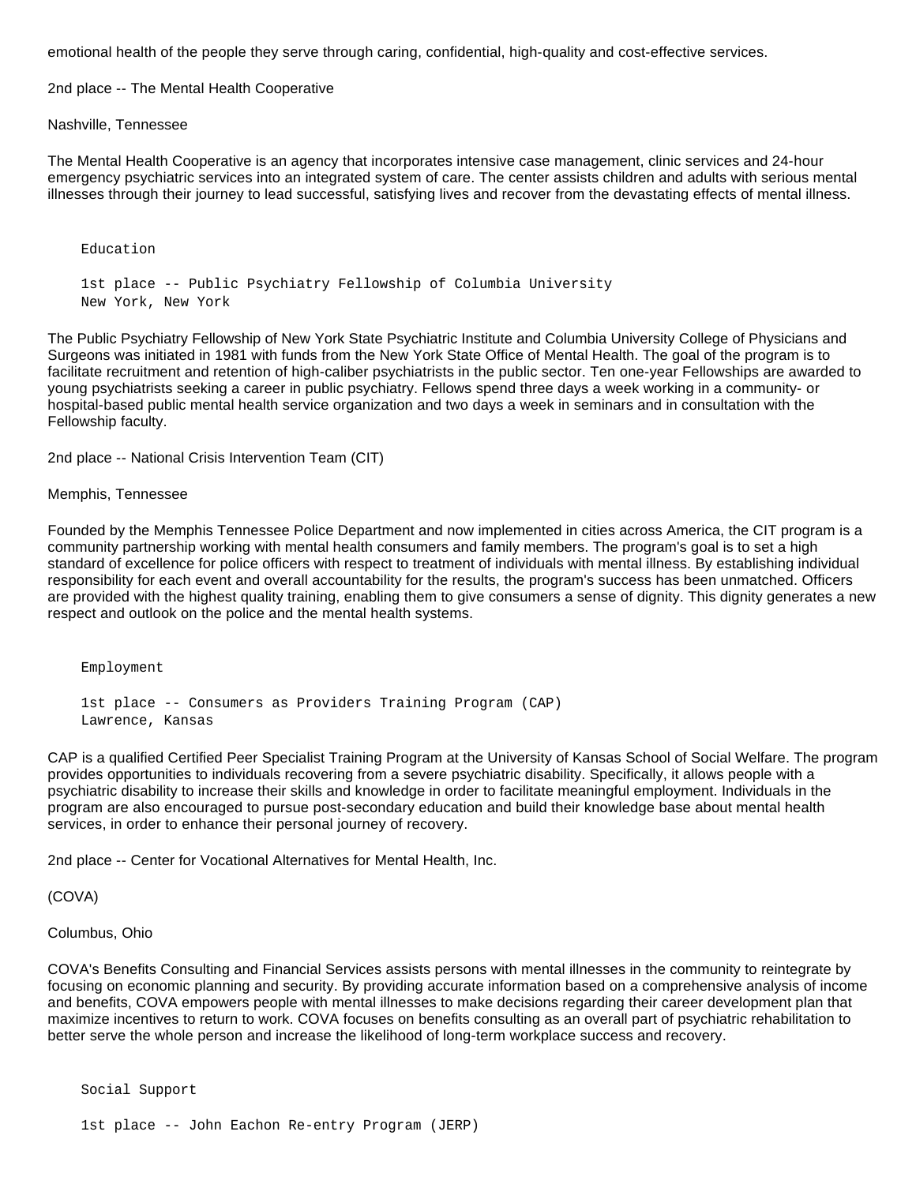emotional health of the people they serve through caring, confidential, high-quality and cost-effective services.

2nd place -- The Mental Health Cooperative

Nashville, Tennessee

The Mental Health Cooperative is an agency that incorporates intensive case management, clinic services and 24-hour emergency psychiatric services into an integrated system of care. The center assists children and adults with serious mental illnesses through their journey to lead successful, satisfying lives and recover from the devastating effects of mental illness.

```
Education

1st place -- Public Psychiatry Fellowship of Columbia University
New York, New York
```

The Public Psychiatry Fellowship of New York State Psychiatric Institute and Columbia University College of Physicians and Surgeons was initiated in 1981 with funds from the New York State Office of Mental Health. The goal of the program is to facilitate recruitment and retention of high-caliber psychiatrists in the public sector. Ten one-year Fellowships are awarded to young psychiatrists seeking a career in public psychiatry. Fellows spend three days a week working in a community- or hospital-based public mental health service organization and two days a week in seminars and in consultation with the Fellowship faculty.

2nd place -- National Crisis Intervention Team (CIT)

Memphis, Tennessee

Founded by the Memphis Tennessee Police Department and now implemented in cities across America, the CIT program is a community partnership working with mental health consumers and family members. The program's goal is to set a high standard of excellence for police officers with respect to treatment of individuals with mental illness. By establishing individual responsibility for each event and overall accountability for the results, the program's success has been unmatched. Officers are provided with the highest quality training, enabling them to give consumers a sense of dignity. This dignity generates a new respect and outlook on the police and the mental health systems.

```
Employment

1st place -- Consumers as Providers Training Program (CAP)
Lawrence, Kansas
```

CAP is a qualified Certified Peer Specialist Training Program at the University of Kansas School of Social Welfare. The program provides opportunities to individuals recovering from a severe psychiatric disability. Specifically, it allows people with a psychiatric disability to increase their skills and knowledge in order to facilitate meaningful employment. Individuals in the program are also encouraged to pursue post-secondary education and build their knowledge base about mental health services, in order to enhance their personal journey of recovery.

2nd place -- Center for Vocational Alternatives for Mental Health, Inc.

(COVA)

Columbus, Ohio

COVA's Benefits Consulting and Financial Services assists persons with mental illnesses in the community to reintegrate by focusing on economic planning and security. By providing accurate information based on a comprehensive analysis of income and benefits, COVA empowers people with mental illnesses to make decisions regarding their career development plan that maximize incentives to return to work. COVA focuses on benefits consulting as an overall part of psychiatric rehabilitation to better serve the whole person and increase the likelihood of long-term workplace success and recovery.

```
Social Support

1st place -- John Eachon Re-entry Program (JERP)
```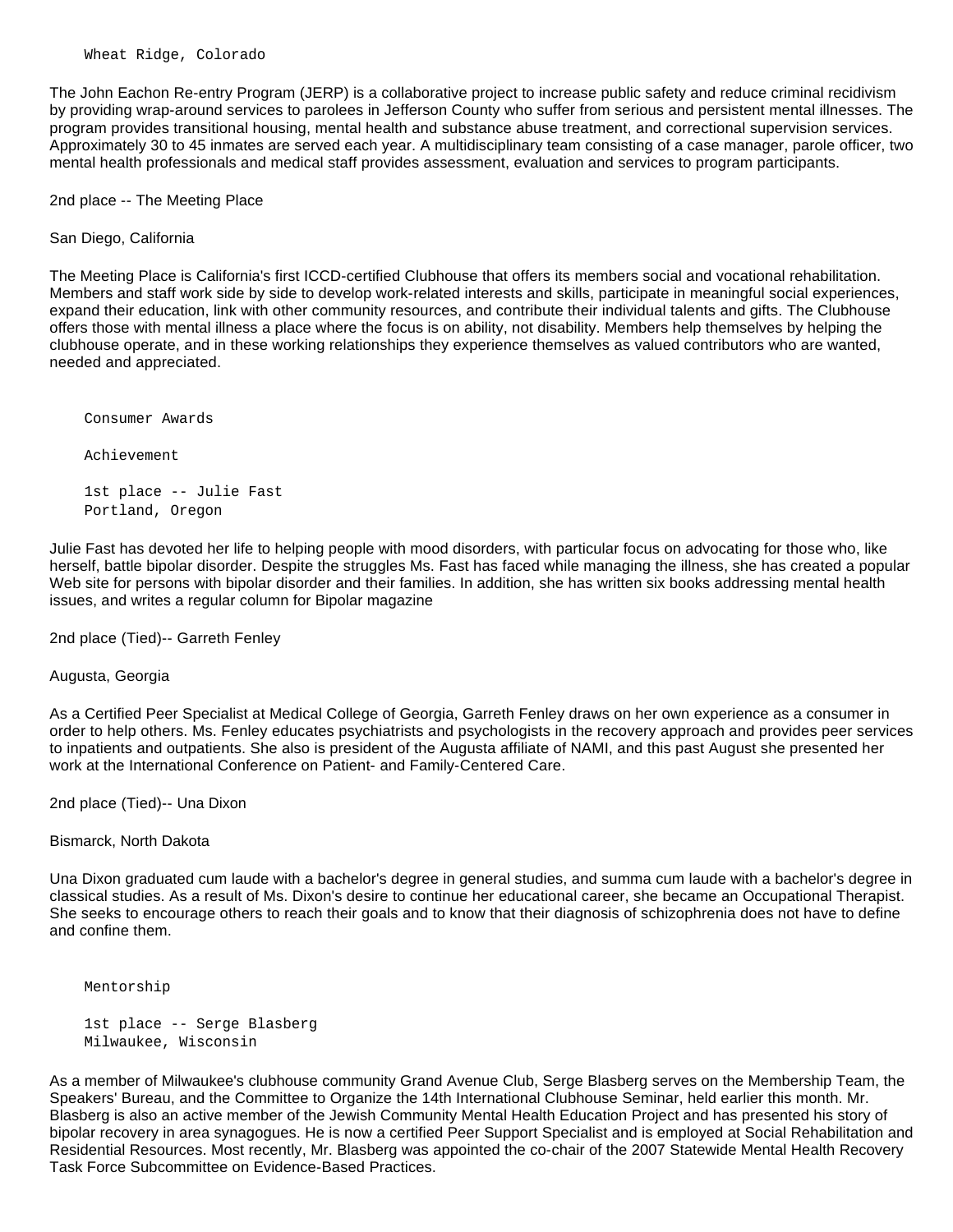Wheat Ridge, Colorado

The John Eachon Re-entry Program (JERP) is a collaborative project to increase public safety and reduce criminal recidivism by providing wrap-around services to parolees in Jefferson County who suffer from serious and persistent mental illnesses. The program provides transitional housing, mental health and substance abuse treatment, and correctional supervision services. Approximately 30 to 45 inmates are served each year. A multidisciplinary team consisting of a case manager, parole officer, two mental health professionals and medical staff provides assessment, evaluation and services to program participants.

2nd place -- The Meeting Place

San Diego, California

The Meeting Place is California's first ICCD-certified Clubhouse that offers its members social and vocational rehabilitation. Members and staff work side by side to develop work-related interests and skills, participate in meaningful social experiences, expand their education, link with other community resources, and contribute their individual talents and gifts. The Clubhouse offers those with mental illness a place where the focus is on ability, not disability. Members help themselves by helping the clubhouse operate, and in these working relationships they experience themselves as valued contributors who are wanted, needed and appreciated.

Consumer Awards

Achievement

1st place -- Julie Fast
Portland, Oregon

Julie Fast has devoted her life to helping people with mood disorders, with particular focus on advocating for those who, like herself, battle bipolar disorder. Despite the struggles Ms. Fast has faced while managing the illness, she has created a popular Web site for persons with bipolar disorder and their families. In addition, she has written six books addressing mental health issues, and writes a regular column for Bipolar magazine

2nd place (Tied)-- Garreth Fenley

Augusta, Georgia

As a Certified Peer Specialist at Medical College of Georgia, Garreth Fenley draws on her own experience as a consumer in order to help others. Ms. Fenley educates psychiatrists and psychologists in the recovery approach and provides peer services to inpatients and outpatients. She also is president of the Augusta affiliate of NAMI, and this past August she presented her work at the International Conference on Patient- and Family-Centered Care.

2nd place (Tied)-- Una Dixon

Bismarck, North Dakota

Una Dixon graduated cum laude with a bachelor's degree in general studies, and summa cum laude with a bachelor's degree in classical studies. As a result of Ms. Dixon's desire to continue her educational career, she became an Occupational Therapist. She seeks to encourage others to reach their goals and to know that their diagnosis of schizophrenia does not have to define and confine them.

Mentorship

1st place -- Serge Blasberg
Milwaukee, Wisconsin

As a member of Milwaukee's clubhouse community Grand Avenue Club, Serge Blasberg serves on the Membership Team, the Speakers' Bureau, and the Committee to Organize the 14th International Clubhouse Seminar, held earlier this month. Mr. Blasberg is also an active member of the Jewish Community Mental Health Education Project and has presented his story of bipolar recovery in area synagogues. He is now a certified Peer Support Specialist and is employed at Social Rehabilitation and Residential Resources. Most recently, Mr. Blasberg was appointed the co-chair of the 2007 Statewide Mental Health Recovery Task Force Subcommittee on Evidence-Based Practices.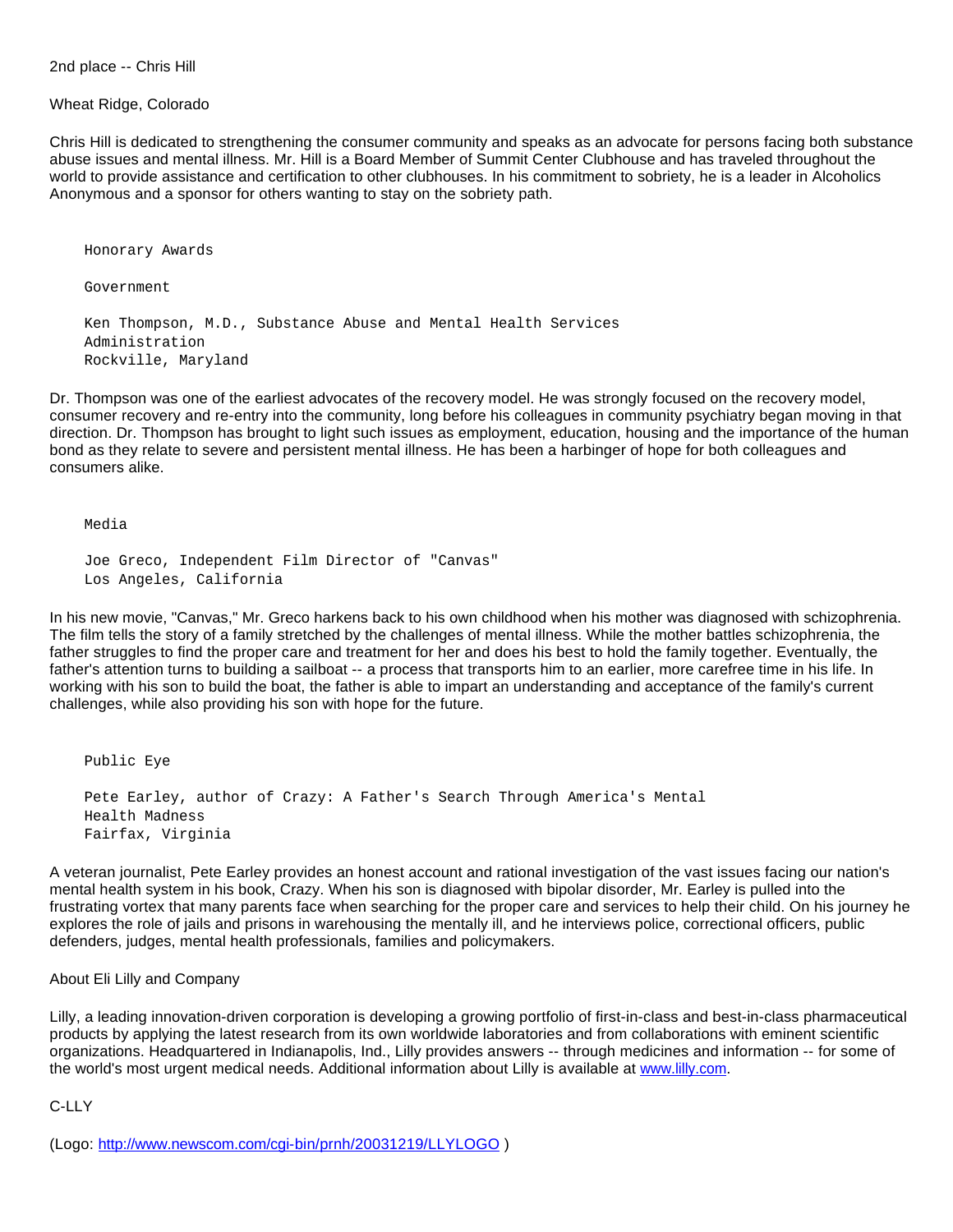2nd place -- Chris Hill

Wheat Ridge, Colorado

Chris Hill is dedicated to strengthening the consumer community and speaks as an advocate for persons facing both substance abuse issues and mental illness. Mr. Hill is a Board Member of Summit Center Clubhouse and has traveled throughout the world to provide assistance and certification to other clubhouses. In his commitment to sobriety, he is a leader in Alcoholics Anonymous and a sponsor for others wanting to stay on the sobriety path.

```
Honorary Awards

Government

Ken Thompson, M.D., Substance Abuse and Mental Health Services
Administration
Rockville, Maryland
```

Dr. Thompson was one of the earliest advocates of the recovery model. He was strongly focused on the recovery model, consumer recovery and re-entry into the community, long before his colleagues in community psychiatry began moving in that direction. Dr. Thompson has brought to light such issues as employment, education, housing and the importance of the human bond as they relate to severe and persistent mental illness. He has been a harbinger of hope for both colleagues and consumers alike.

```
Media

Joe Greco, Independent Film Director of "Canvas"
Los Angeles, California
```

In his new movie, "Canvas," Mr. Greco harkens back to his own childhood when his mother was diagnosed with schizophrenia. The film tells the story of a family stretched by the challenges of mental illness. While the mother battles schizophrenia, the father struggles to find the proper care and treatment for her and does his best to hold the family together. Eventually, the father's attention turns to building a sailboat -- a process that transports him to an earlier, more carefree time in his life. In working with his son to build the boat, the father is able to impart an understanding and acceptance of the family's current challenges, while also providing his son with hope for the future.

```
Public Eye

Pete Earley, author of Crazy: A Father's Search Through America's Mental
Health Madness
Fairfax, Virginia
```

A veteran journalist, Pete Earley provides an honest account and rational investigation of the vast issues facing our nation's mental health system in his book, Crazy. When his son is diagnosed with bipolar disorder, Mr. Earley is pulled into the frustrating vortex that many parents face when searching for the proper care and services to help their child. On his journey he explores the role of jails and prisons in warehousing the mentally ill, and he interviews police, correctional officers, public defenders, judges, mental health professionals, families and policymakers.

About Eli Lilly and Company

Lilly, a leading innovation-driven corporation is developing a growing portfolio of first-in-class and best-in-class pharmaceutical products by applying the latest research from its own worldwide laboratories and from collaborations with eminent scientific organizations. Headquartered in Indianapolis, Ind., Lilly provides answers -- through medicines and information -- for some of the world's most urgent medical needs. Additional information about Lilly is available at [www.lilly.com](http://www.lilly.com).

C-LLY

(Logo: [http://www.newscom.com/cgi-bin/prnh/20031219/LLYLOGO](http://www.newscom.com/cgi-bin/prnh/20031219/LLYLOGO) )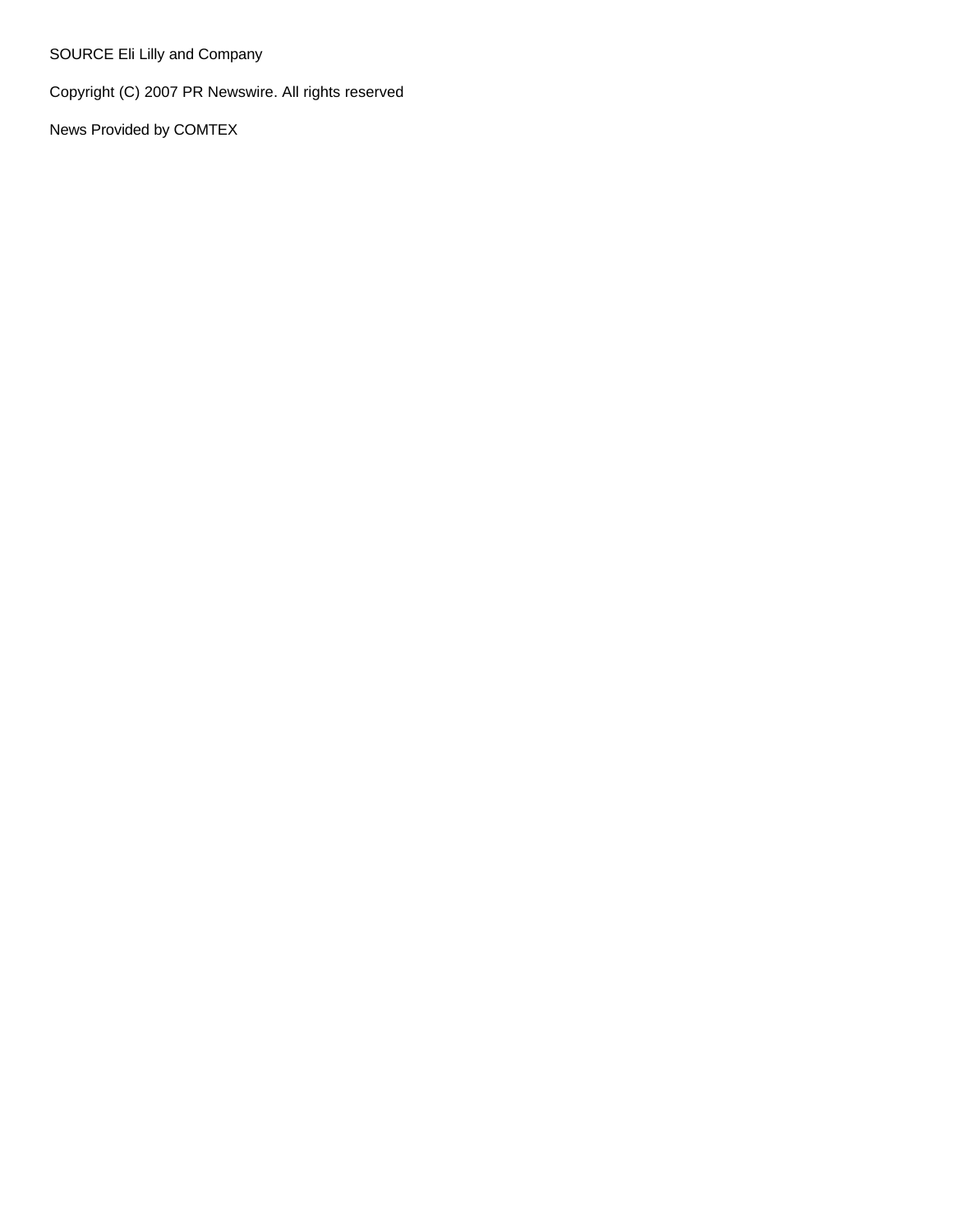SOURCE Eli Lilly and Company

Copyright (C) 2007 PR Newswire. All rights reserved

News Provided by COMTEX